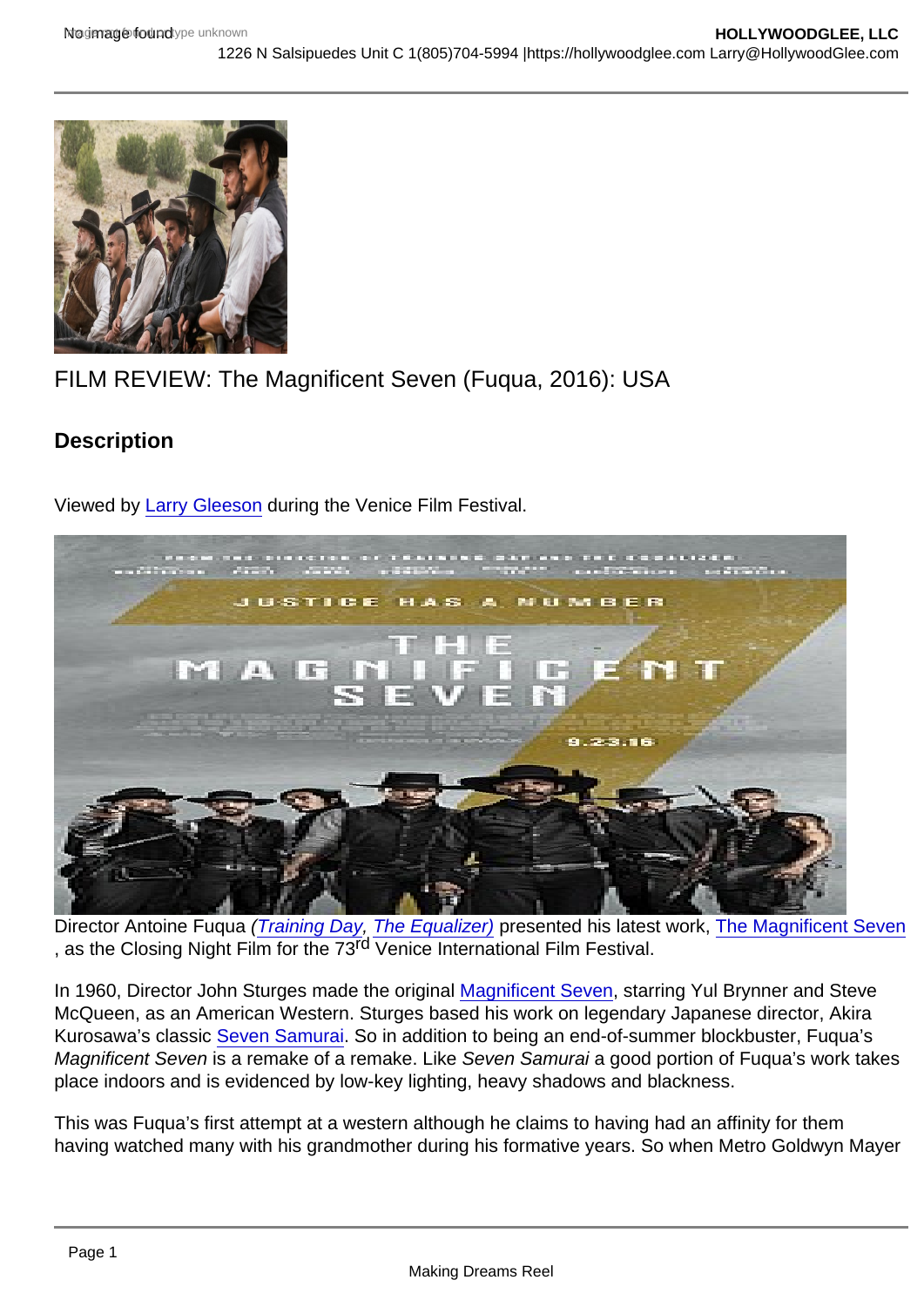FILM REVIEW: The Magnificent Seven (Fuqua, 2016): USA

## Description

Viewed by Larry Gleeson during the Venice Film Festival.

Director Antoine Fuqua *(Training Day, The Equalizer)* presented his latest work, The Magnificent Seven, as the Closing Night Film for the 73rd Venice International Film Festival.

In 1960, Director John Sturges made the original Magnificent Seven, starring Yul Brynner and Steve McQueen, as an American Western. Sturges based his work on legendary Japanese director, Akira Kurosawa's classic Seven Samurai. So in addition to being an end-of-summer blockbuster, Fuqua's *Magnificent Seven* is a remake of a remake. Like *Seven Samurai* a good portion of Fuqua's work takes place indoors and is evidenced by low-key lighting, heavy shadows and blackness.

This was Fuqua's first attempt at a western although he claims to having had an affinity for them having watched many with his grandmother during his formative years. So when Metro Goldwyn Mayer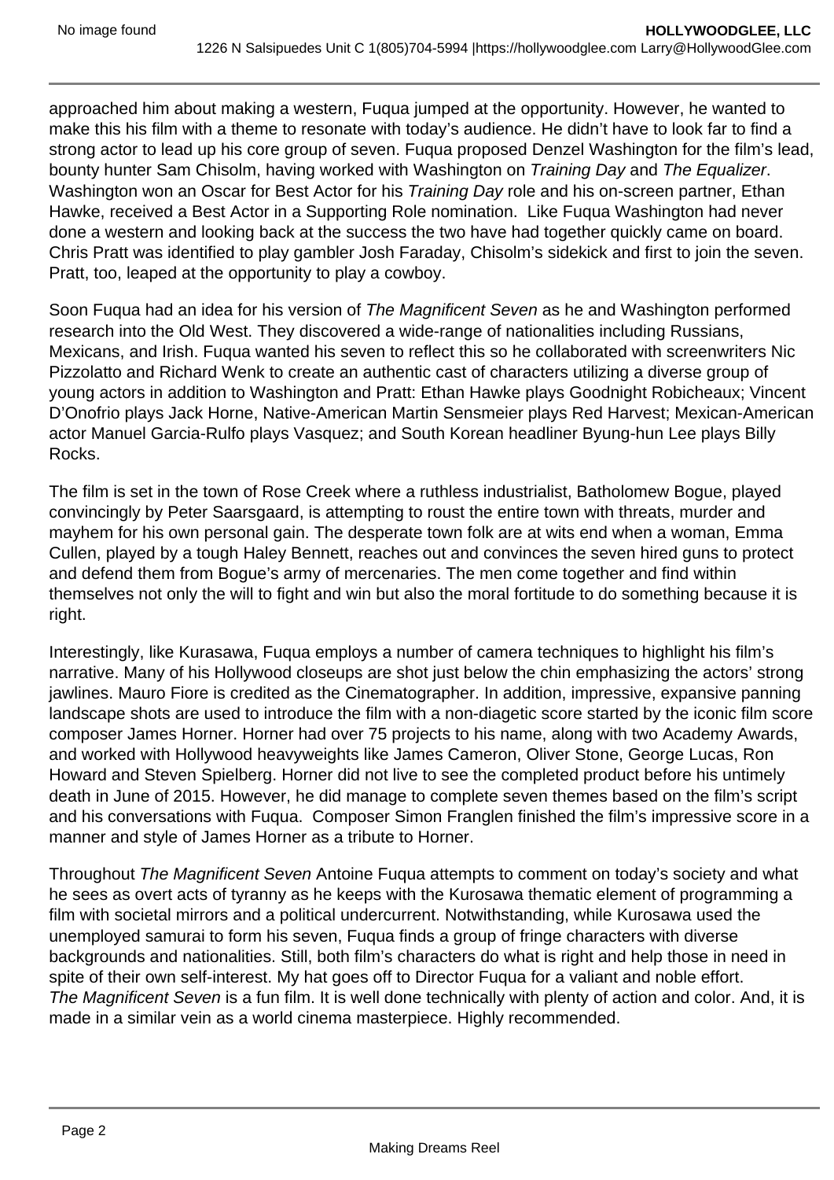approached him about making a western, Fuqua jumped at the opportunity. However, he wanted to make this his film with a theme to resonate with today's audience. He didn't have to look far to find a strong actor to lead up his core group of seven. Fuqua proposed Denzel Washington for the film's lead, bounty hunter Sam Chisolm, having worked with Washington on *Training Day* and *The Equalizer*. Washington won an Oscar for Best Actor for his *Training Day* role and his on-screen partner, Ethan Hawke, received a Best Actor in a Supporting Role nomination. Like Fuqua Washington had never done a western and looking back at the success the two have had together quickly came on board. Chris Pratt was identified to play gambler Josh Faraday, Chisolm's sidekick and first to join the seven. Pratt, too, leaped at the opportunity to play a cowboy.

Soon Fuqua had an idea for his version of *The Magnificent Seven* as he and Washington performed research into the Old West. They discovered a wide-range of nationalities including Russians, Mexicans, and Irish. Fuqua wanted his seven to reflect this so he collaborated with screenwriters Nic Pizzolatto and Richard Wenk to create an authentic cast of characters utilizing a diverse group of young actors in addition to Washington and Pratt: Ethan Hawke plays Goodnight Robicheaux; Vincent D'Onofrio plays Jack Horne, Native-American Martin Sensmeier plays Red Harvest; Mexican-American actor Manuel Garcia-Rulfo plays Vasquez; and South Korean headliner Byung-hun Lee plays Billy Rocks.

The film is set in the town of Rose Creek where a ruthless industrialist, Batholomew Bogue, played convincingly by Peter Saarsgaard, is attempting to roust the entire town with threats, murder and mayhem for his own personal gain. The desperate town folk are at wits end when a woman, Emma Cullen, played by a tough Haley Bennett, reaches out and convinces the seven hired guns to protect and defend them from Bogue's army of mercenaries. The men come together and find within themselves not only the will to fight and win but also the moral fortitude to do something because it is right.

Interestingly, like Kurasawa, Fuqua employs a number of camera techniques to highlight his film's narrative. Many of his Hollywood closeups are shot just below the chin emphasizing the actors' strong jawlines. Mauro Fiore is credited as the Cinematographer. In addition, impressive, expansive panning landscape shots are used to introduce the film with a non-diagetic score started by the iconic film score composer James Horner. Horner had over 75 projects to his name, along with two Academy Awards, and worked with Hollywood heavyweights like James Cameron, Oliver Stone, George Lucas, Ron Howard and Steven Spielberg. Horner did not live to see the completed product before his untimely death in June of 2015. However, he did manage to complete seven themes based on the film's script and his conversations with Fuqua. Composer Simon Franglen finished the film's impressive score in a manner and style of James Horner as a tribute to Horner.

Throughout *The Magnificent Seven* Antoine Fuqua attempts to comment on today's society and what he sees as overt acts of tyranny as he keeps with the Kurosawa thematic element of programming a film with societal mirrors and a political undercurrent. Notwithstanding, while Kurosawa used the unemployed samurai to form his seven, Fuqua finds a group of fringe characters with diverse backgrounds and nationalities. Still, both film's characters do what is right and help those in need in spite of their own self-interest. My hat goes off to Director Fuqua for a valiant and noble effort. *The Magnificent Seven* is a fun film. It is well done technically with plenty of action and color. And, it is made in a similar vein as a world cinema masterpiece. Highly recommended.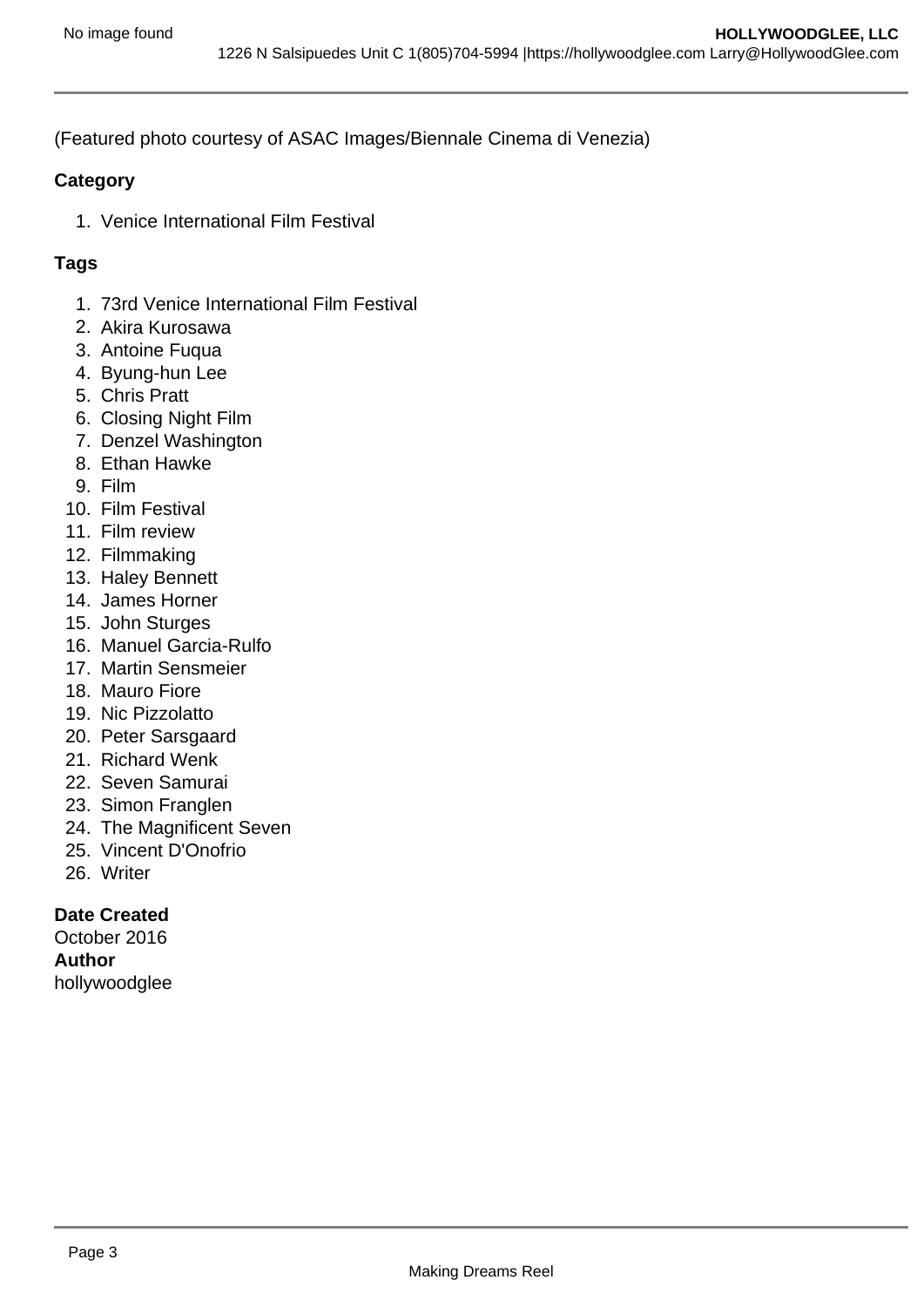(Featured photo courtesy of ASAC Images/Biennale Cinema di Venezia)

**Category**

1. Venice International Film Festival

**Tags**

1. 73rd Venice International Film Festival
2. Akira Kurosawa
3. Antoine Fuqua
4. Byung-hun Lee
5. Chris Pratt
6. Closing Night Film
7. Denzel Washington
8. Ethan Hawke
9. Film
10. Film Festival
11. Film review
12. Filmmaking
13. Haley Bennett
14. James Horner
15. John Sturges
16. Manuel Garcia-Rulfo
17. Martin Sensmeier
18. Mauro Fiore
19. Nic Pizzolatto
20. Peter Sarsgaard
21. Richard Wenk
22. Seven Samurai
23. Simon Franglen
24. The Magnificent Seven
25. Vincent D'Onofrio
26. Writer

**Date Created**
October 2016
**Author**
hollywoodglee